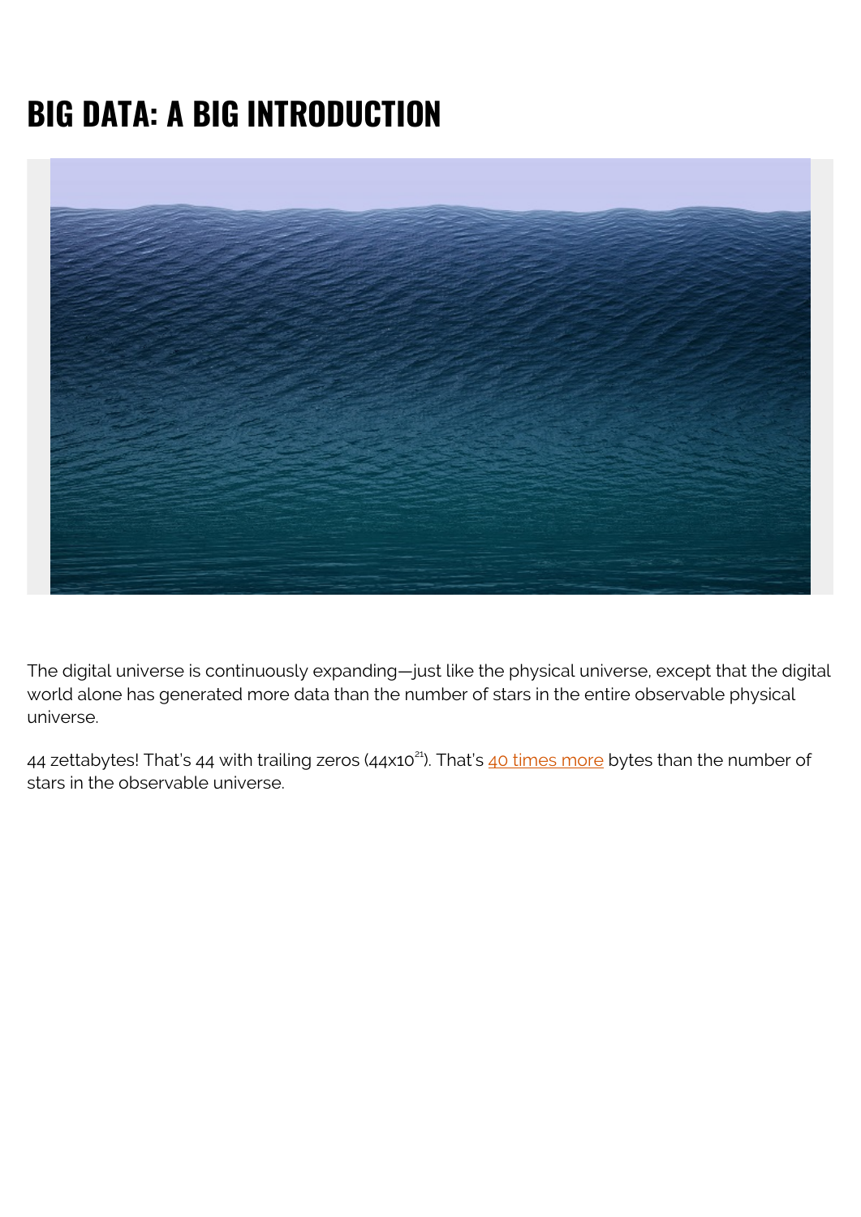# BIG DATA: A BIG INTRODUCTION

The digital universe is continuously expanding—just like the physical universe, except that the digital world alone has generated more data than the number of stars in the entire observable physical universe.

44 zettabytes! That's 44 with trailing zeros ($44x10^{21}$). That's 40 times more bytes than the number of stars in the observable universe.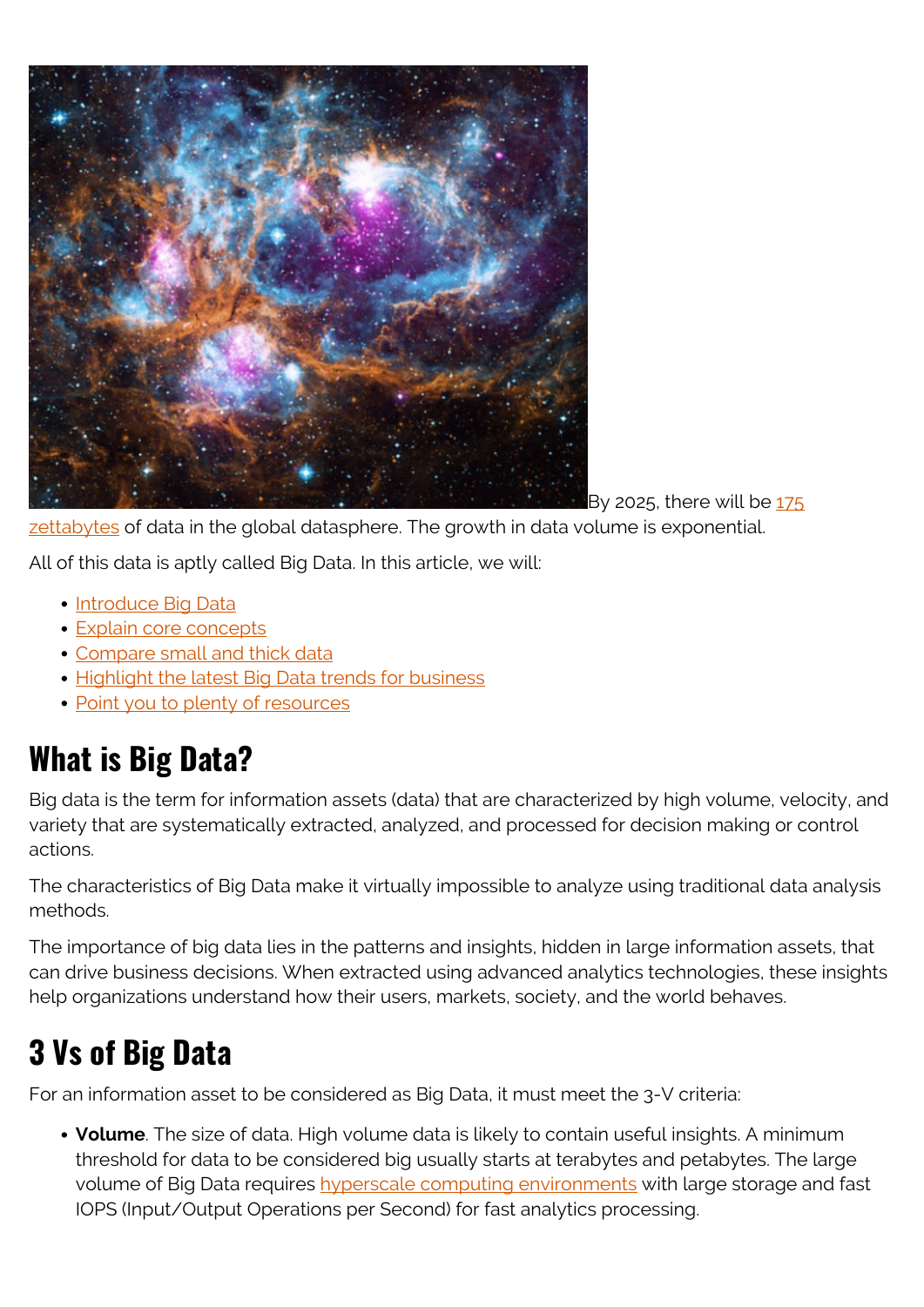By 2025, there will be [175 zettabytes](#) of data in the global datasphere. The growth in data volume is exponential.

All of this data is aptly called Big Data. In this article, we will:

- [Introduce Big Data](#)
- [Explain core concepts](#)
- [Compare small and thick data](#)
- [Highlight the latest Big Data trends for business](#)
- [Point you to plenty of resources](#)

## What is Big Data?

Big data is the term for information assets (data) that are characterized by high volume, velocity, and variety that are systematically extracted, analyzed, and processed for decision making or control actions.

The characteristics of Big Data make it virtually impossible to analyze using traditional data analysis methods.

The importance of big data lies in the patterns and insights, hidden in large information assets, that can drive business decisions. When extracted using advanced analytics technologies, these insights help organizations understand how their users, markets, society, and the world behaves.

## 3 Vs of Big Data

For an information asset to be considered as Big Data, it must meet the 3-V criteria:

- **Volume**. The size of data. High volume data is likely to contain useful insights. A minimum threshold for data to be considered big usually starts at terabytes and petabytes. The large volume of Big Data requires [hyperscale computing environments](#) with large storage and fast IOPS (Input/Output Operations per Second) for fast analytics processing.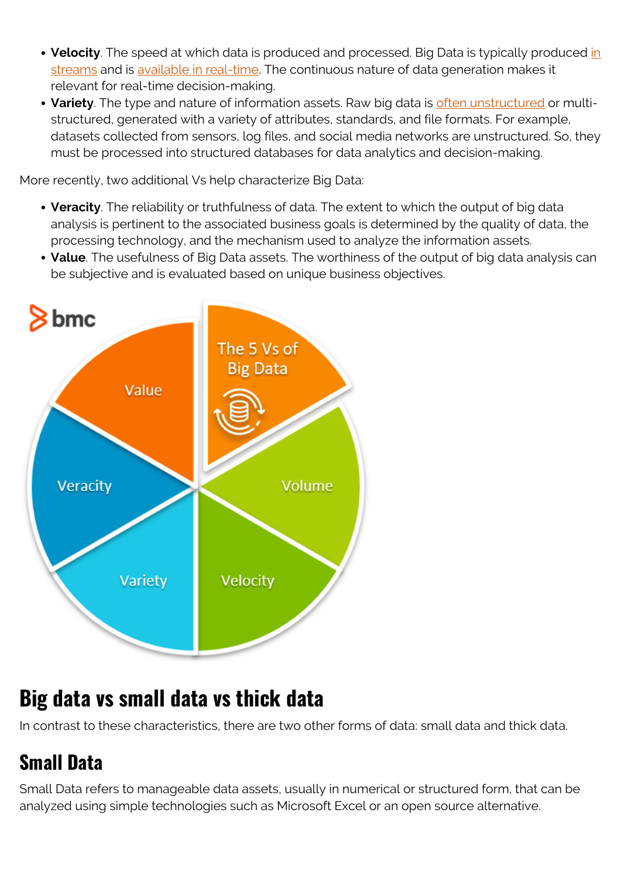- **Velocity**. The speed at which data is produced and processed. Big Data is typically produced in streams and is available in real-time. The continuous nature of data generation makes it relevant for real-time decision-making.
- **Variety**. The type and nature of information assets. Raw big data is often unstructured or multi-structured, generated with a variety of attributes, standards, and file formats. For example, datasets collected from sensors, log files, and social media networks are unstructured. So, they must be processed into structured databases for data analytics and decision-making.

More recently, two additional Vs help characterize Big Data:

- **Veracity**. The reliability or truthfulness of data. The extent to which the output of big data analysis is pertinent to the associated business goals is determined by the quality of data, the processing technology, and the mechanism used to analyze the information assets.
- **Value**. The usefulness of Big Data assets. The worthiness of the output of big data analysis can be subjective and is evaluated based on unique business objectives.

## Big data vs small data vs thick data

In contrast to these characteristics, there are two other forms of data: small data and thick data.

## Small Data

Small Data refers to manageable data assets, usually in numerical or structured form, that can be analyzed using simple technologies such as Microsoft Excel or an open source alternative.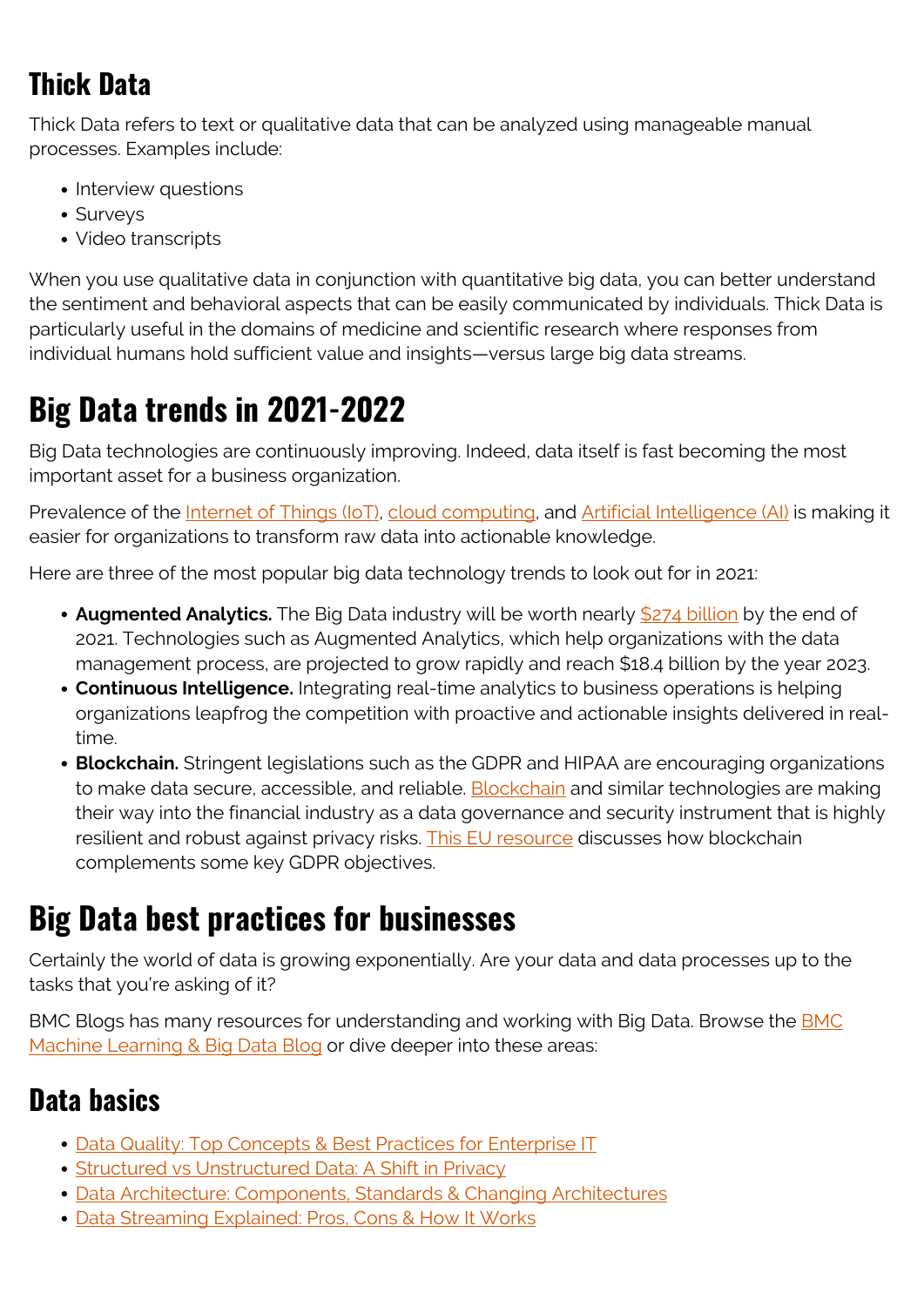## Thick Data

Thick Data refers to text or qualitative data that can be analyzed using manageable manual processes. Examples include:

- Interview questions
- Surveys
- Video transcripts

When you use qualitative data in conjunction with quantitative big data, you can better understand the sentiment and behavioral aspects that can be easily communicated by individuals. Thick Data is particularly useful in the domains of medicine and scientific research where responses from individual humans hold sufficient value and insights—versus large big data streams.

# Big Data trends in 2021-2022

Big Data technologies are continuously improving. Indeed, data itself is fast becoming the most important asset for a business organization.

Prevalence of the Internet of Things (IoT), cloud computing, and Artificial Intelligence (AI) is making it easier for organizations to transform raw data into actionable knowledge.

Here are three of the most popular big data technology trends to look out for in 2021:

- **Augmented Analytics.** The Big Data industry will be worth nearly $274 billion by the end of 2021. Technologies such as Augmented Analytics, which help organizations with the data management process, are projected to grow rapidly and reach $18.4 billion by the year 2023.
- **Continuous Intelligence.** Integrating real-time analytics to business operations is helping organizations leapfrog the competition with proactive and actionable insights delivered in real-time.
- **Blockchain.** Stringent legislations such as the GDPR and HIPAA are encouraging organizations to make data secure, accessible, and reliable. Blockchain and similar technologies are making their way into the financial industry as a data governance and security instrument that is highly resilient and robust against privacy risks. This EU resource discusses how blockchain complements some key GDPR objectives.

# Big Data best practices for businesses

Certainly the world of data is growing exponentially. Are your data and data processes up to the tasks that you're asking of it?

BMC Blogs has many resources for understanding and working with Big Data. Browse the BMC Machine Learning & Big Data Blog or dive deeper into these areas:

## Data basics

- Data Quality: Top Concepts & Best Practices for Enterprise IT
- Structured vs Unstructured Data: A Shift in Privacy
- Data Architecture: Components, Standards & Changing Architectures
- Data Streaming Explained: Pros, Cons & How It Works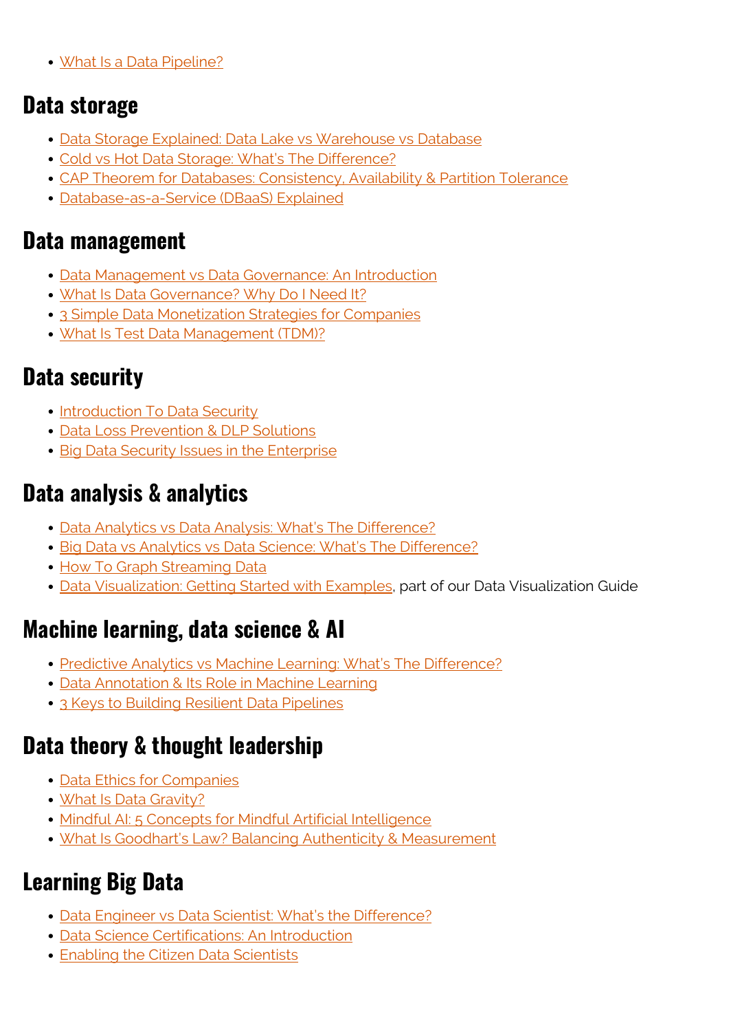- What Is a Data Pipeline?

## Data storage

- Data Storage Explained: Data Lake vs Warehouse vs Database
- Cold vs Hot Data Storage: What's The Difference?
- CAP Theorem for Databases: Consistency, Availability & Partition Tolerance
- Database-as-a-Service (DBaaS) Explained

## Data management

- Data Management vs Data Governance: An Introduction
- What Is Data Governance? Why Do I Need It?
- 3 Simple Data Monetization Strategies for Companies
- What Is Test Data Management (TDM)?

## Data security

- Introduction To Data Security
- Data Loss Prevention & DLP Solutions
- Big Data Security Issues in the Enterprise

## Data analysis & analytics

- Data Analytics vs Data Analysis: What's The Difference?
- Big Data vs Analytics vs Data Science: What's The Difference?
- How To Graph Streaming Data
- Data Visualization: Getting Started with Examples, part of our Data Visualization Guide

## Machine learning, data science & AI

- Predictive Analytics vs Machine Learning: What's The Difference?
- Data Annotation & Its Role in Machine Learning
- 3 Keys to Building Resilient Data Pipelines

## Data theory & thought leadership

- Data Ethics for Companies
- What Is Data Gravity?
- Mindful AI: 5 Concepts for Mindful Artificial Intelligence
- What Is Goodhart's Law? Balancing Authenticity & Measurement

## Learning Big Data

- Data Engineer vs Data Scientist: What's the Difference?
- Data Science Certifications: An Introduction
- Enabling the Citizen Data Scientists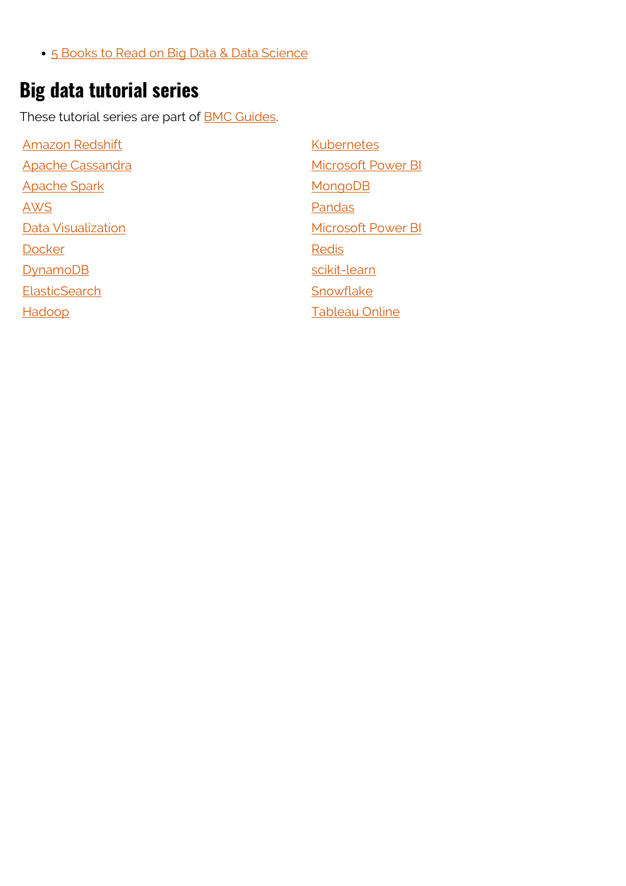- 5 Books to Read on Big Data & Data Science

## Big data tutorial series

These tutorial series are part of BMC Guides.

Amazon Redshift
Apache Cassandra
Apache Spark
AWS
Data Visualization
Docker
DynamoDB
ElasticSearch
Hadoop

Kubernetes
Microsoft Power BI
MongoDB
Pandas
Microsoft Power BI
Redis
scikit-learn
Snowflake
Tableau Online